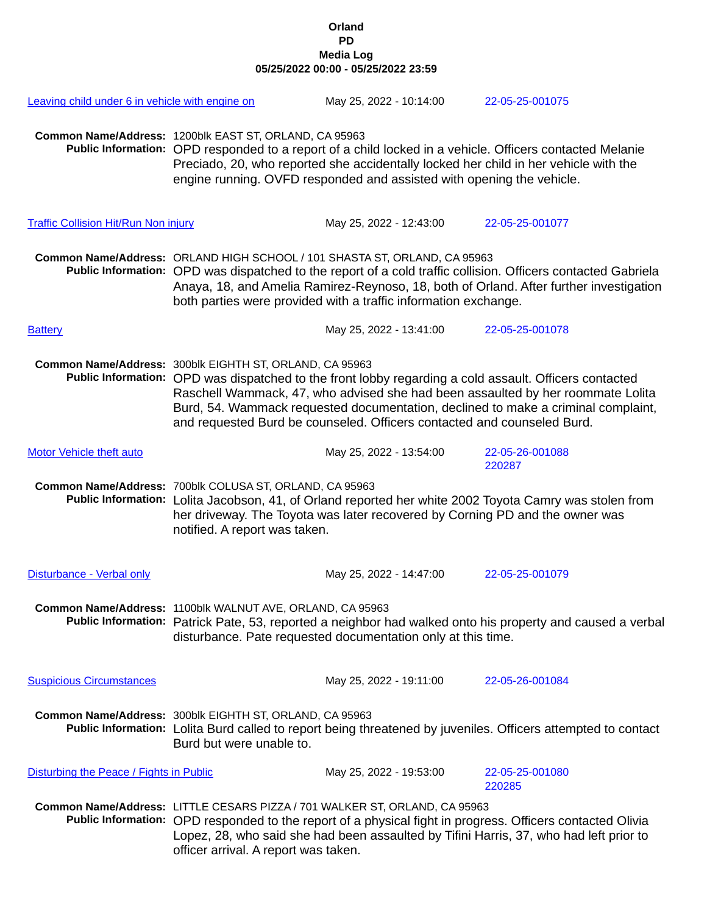**Orland**
**PD**
**Media Log**
**05/25/2022 00:00 - 05/25/2022 23:59**

Leaving child under 6 in vehicle with engine on | May 25, 2022 - 10:14:00 | 22-05-25-001075

**Common Name/Address:** 1200blk EAST ST, ORLAND, CA 95963
**Public Information:** OPD responded to a report of a child locked in a vehicle. Officers contacted Melanie Preciado, 20, who reported she accidentally locked her child in her vehicle with the engine running. OVFD responded and assisted with opening the vehicle.

Traffic Collision Hit/Run Non injury | May 25, 2022 - 12:43:00 | 22-05-25-001077

**Common Name/Address:** ORLAND HIGH SCHOOL / 101 SHASTA ST, ORLAND, CA 95963
**Public Information:** OPD was dispatched to the report of a cold traffic collision. Officers contacted Gabriela Anaya, 18, and Amelia Ramirez-Reynoso, 18, both of Orland. After further investigation both parties were provided with a traffic information exchange.

Battery | May 25, 2022 - 13:41:00 | 22-05-25-001078

**Common Name/Address:** 300blk EIGHTH ST, ORLAND, CA 95963
**Public Information:** OPD was dispatched to the front lobby regarding a cold assault. Officers contacted Raschell Wammack, 47, who advised she had been assaulted by her roommate Lolita Burd, 54. Wammack requested documentation, declined to make a criminal complaint, and requested Burd be counseled. Officers contacted and counseled Burd.

Motor Vehicle theft auto | May 25, 2022 - 13:54:00 | 22-05-26-001088 220287

**Common Name/Address:** 700blk COLUSA ST, ORLAND, CA 95963
**Public Information:** Lolita Jacobson, 41, of Orland reported her white 2002 Toyota Camry was stolen from her driveway. The Toyota was later recovered by Corning PD and the owner was notified. A report was taken.

Disturbance - Verbal only | May 25, 2022 - 14:47:00 | 22-05-25-001079

**Common Name/Address:** 1100blk WALNUT AVE, ORLAND, CA 95963
**Public Information:** Patrick Pate, 53, reported a neighbor had walked onto his property and caused a verbal disturbance. Pate requested documentation only at this time.

Suspicious Circumstances | May 25, 2022 - 19:11:00 | 22-05-26-001084

**Common Name/Address:** 300blk EIGHTH ST, ORLAND, CA 95963
**Public Information:** Lolita Burd called to report being threatened by juveniles. Officers attempted to contact Burd but were unable to.

Disturbing the Peace / Fights in Public | May 25, 2022 - 19:53:00 | 22-05-25-001080 220285

**Common Name/Address:** LITTLE CESARS PIZZA / 701 WALKER ST, ORLAND, CA 95963
**Public Information:** OPD responded to the report of a physical fight in progress. Officers contacted Olivia Lopez, 28, who said she had been assaulted by Tifini Harris, 37, who had left prior to officer arrival. A report was taken.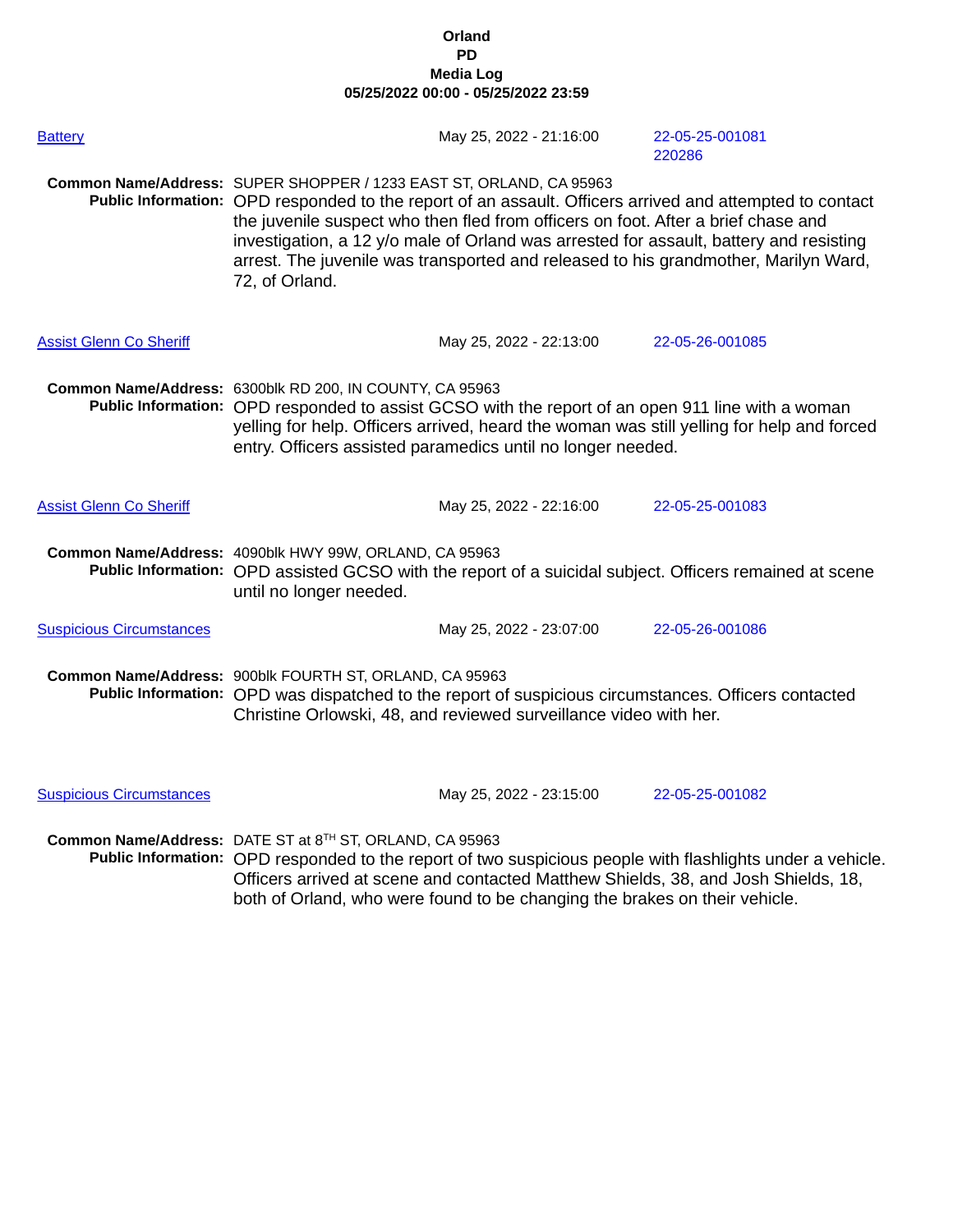**Orland**
**PD**
**Media Log**
**05/25/2022 00:00 - 05/25/2022 23:59**

[Battery](#) May 25, 2022 - 21:16:00 22-05-25-001081 220286

**Common Name/Address:** SUPER SHOPPER / 1233 EAST ST, ORLAND, CA 95963
**Public Information:** OPD responded to the report of an assault. Officers arrived and attempted to contact the juvenile suspect who then fled from officers on foot. After a brief chase and investigation, a 12 y/o male of Orland was arrested for assault, battery and resisting arrest. The juvenile was transported and released to his grandmother, Marilyn Ward, 72, of Orland.

[Assist Glenn Co Sheriff](#) May 25, 2022 - 22:13:00 22-05-26-001085

**Common Name/Address:** 6300blk RD 200, IN COUNTY, CA 95963
**Public Information:** OPD responded to assist GCSO with the report of an open 911 line with a woman yelling for help. Officers arrived, heard the woman was still yelling for help and forced entry. Officers assisted paramedics until no longer needed.

[Assist Glenn Co Sheriff](#) May 25, 2022 - 22:16:00 22-05-25-001083

**Common Name/Address:** 4090blk HWY 99W, ORLAND, CA 95963
**Public Information:** OPD assisted GCSO with the report of a suicidal subject. Officers remained at scene until no longer needed.

[Suspicious Circumstances](#) May 25, 2022 - 23:07:00 22-05-26-001086

**Common Name/Address:** 900blk FOURTH ST, ORLAND, CA 95963
**Public Information:** OPD was dispatched to the report of suspicious circumstances. Officers contacted Christine Orlowski, 48, and reviewed surveillance video with her.

[Suspicious Circumstances](#) May 25, 2022 - 23:15:00 22-05-25-001082

**Common Name/Address:** DATE ST at 8TH ST, ORLAND, CA 95963
**Public Information:** OPD responded to the report of two suspicious people with flashlights under a vehicle. Officers arrived at scene and contacted Matthew Shields, 38, and Josh Shields, 18, both of Orland, who were found to be changing the brakes on their vehicle.